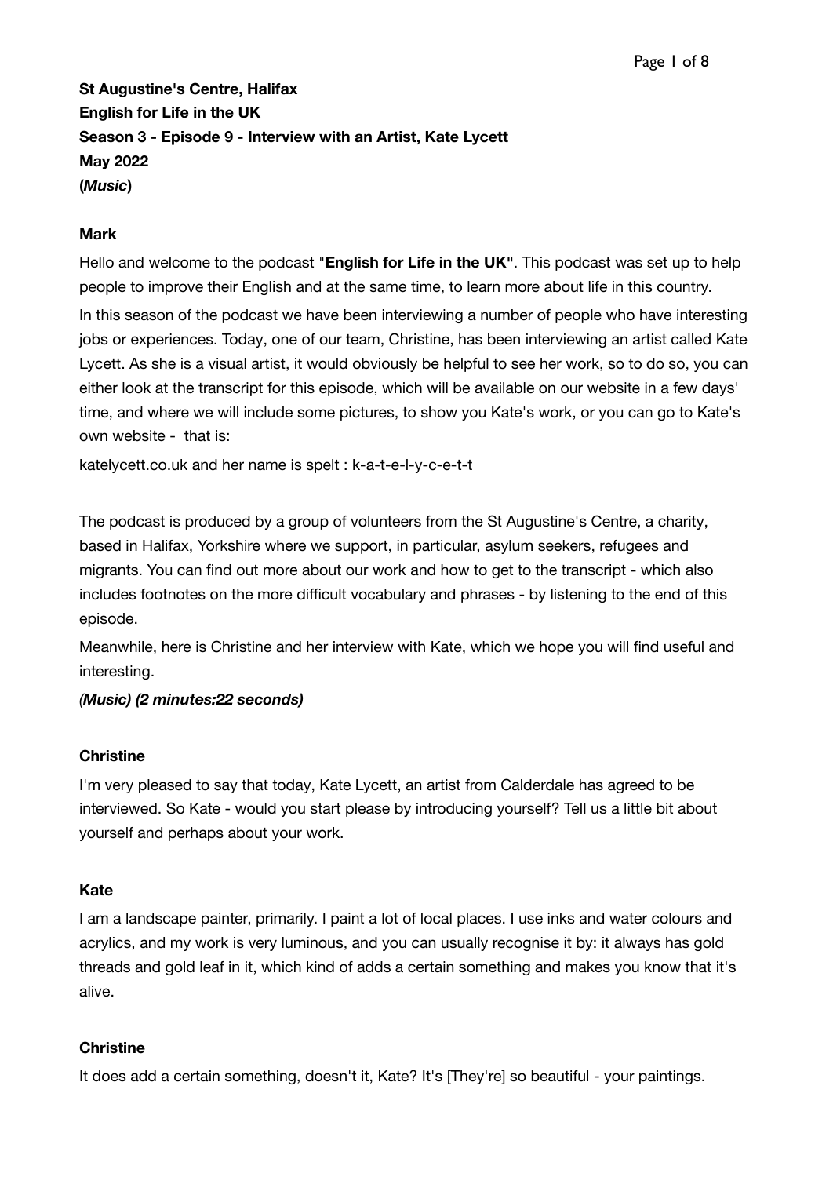**St Augustine's Centre, Halifax**
**English for Life in the UK**
**Season 3 - Episode 9 - Interview with an Artist, Kate Lycett**
**May 2022**
**(*Music*)**

**Mark**

Hello and welcome to the podcast "**English for Life in the UK"**. This podcast was set up to help people to improve their English and at the same time, to learn more about life in this country.

In this season of the podcast we have been interviewing a number of people who have interesting jobs or experiences. Today, one of our team, Christine, has been interviewing an artist called Kate Lycett. As she is a visual artist, it would obviously be helpful to see her work, so to do so, you can either look at the transcript for this episode, which will be available on our website in a few days' time, and where we will include some pictures, to show you Kate's work, or you can go to Kate's own website - that is:

katelycett.co.uk and her name is spelt : k-a-t-e-l-y-c-e-t-t

The podcast is produced by a group of volunteers from the St Augustine's Centre, a charity, based in Halifax, Yorkshire where we support, in particular, asylum seekers, refugees and migrants. You can find out more about our work and how to get to the transcript - which also includes footnotes on the more difficult vocabulary and phrases - by listening to the end of this episode.

Meanwhile, here is Christine and her interview with Kate, which we hope you will find useful and interesting.

***(Music) (2 minutes:22 seconds)***

**Christine**

I'm very pleased to say that today, Kate Lycett, an artist from Calderdale has agreed to be interviewed. So Kate - would you start please by introducing yourself? Tell us a little bit about yourself and perhaps about your work.

**Kate**

I am a landscape painter, primarily. I paint a lot of local places. I use inks and water colours and acrylics, and my work is very luminous, and you can usually recognise it by: it always has gold threads and gold leaf in it, which kind of adds a certain something and makes you know that it's alive.

**Christine**

It does add a certain something, doesn't it, Kate? It's [They're] so beautiful - your paintings.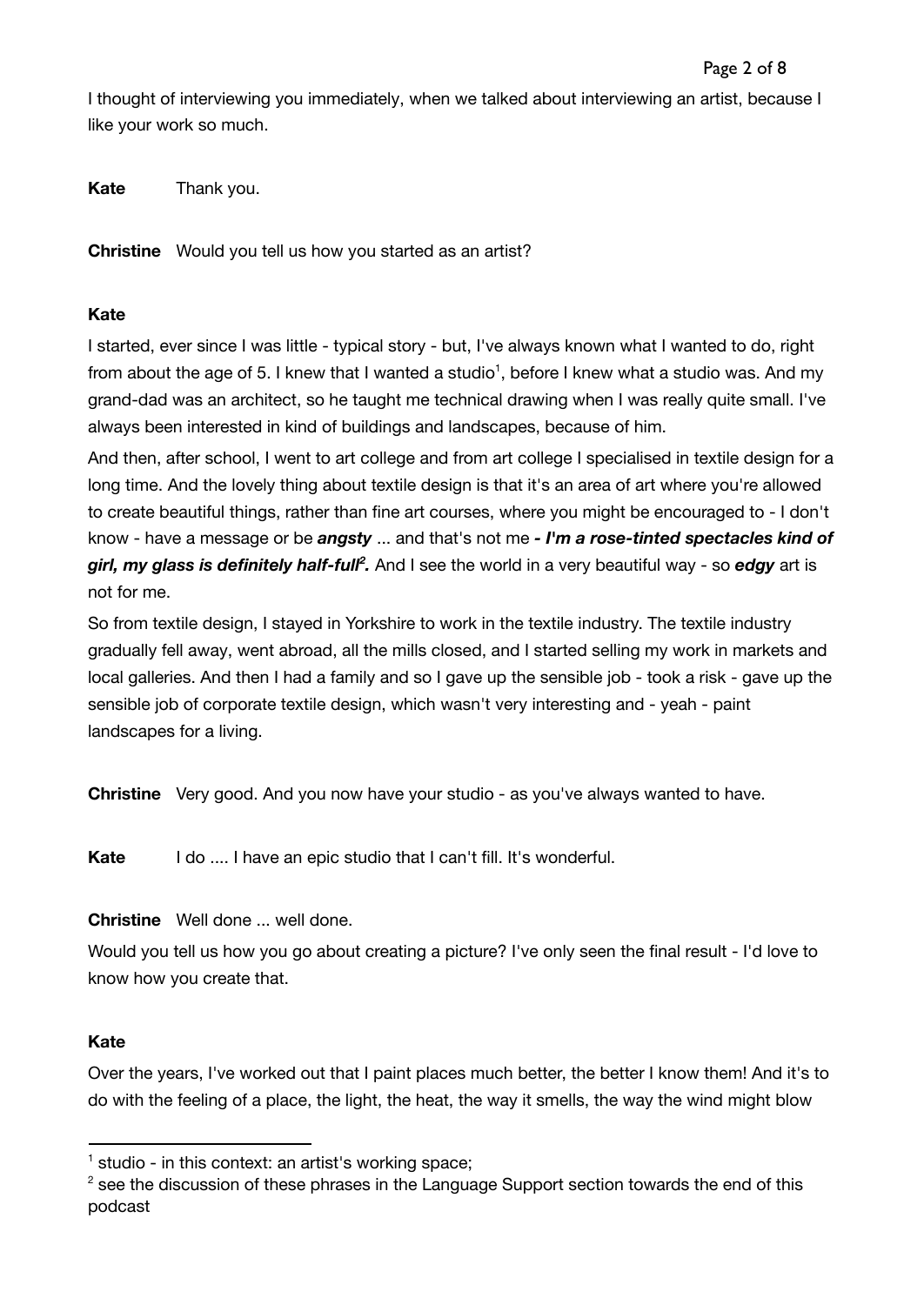I thought of interviewing you immediately, when we talked about interviewing an artist, because I like your work so much.

**Kate** Thank you.

**Christine** Would you tell us how you started as an artist?

**Kate**

I started, ever since I was little - typical story - but, I've always known what I wanted to do, right from about the age of 5. I knew that I wanted a studio[1], before I knew what a studio was. And my grand-dad was an architect, so he taught me technical drawing when I was really quite small. I've always been interested in kind of buildings and landscapes, because of him.

And then, after school, I went to art college and from art college I specialised in textile design for a long time. And the lovely thing about textile design is that it's an area of art where you're allowed to create beautiful things, rather than fine art courses, where you might be encouraged to - I don't know - have a message or be ***angsty*** ... and that's not me ***- I'm a rose-tinted spectacles kind of girl, my glass is definitely half-full[2].*** And I see the world in a very beautiful way - so ***edgy*** art is not for me.

So from textile design, I stayed in Yorkshire to work in the textile industry. The textile industry gradually fell away, went abroad, all the mills closed, and I started selling my work in markets and local galleries. And then I had a family and so I gave up the sensible job - took a risk - gave up the sensible job of corporate textile design, which wasn't very interesting and - yeah - paint landscapes for a living.

**Christine** Very good. And you now have your studio - as you've always wanted to have.

**Kate** I do .... I have an epic studio that I can't fill. It's wonderful.

**Christine** Well done ... well done.

Would you tell us how you go about creating a picture? I've only seen the final result - I'd love to know how you create that.

**Kate**

Over the years, I've worked out that I paint places much better, the better I know them! And it's to do with the feeling of a place, the light, the heat, the way it smells, the way the wind might blow

---

[1] studio - in this context: an artist's working space;

[2] see the discussion of these phrases in the Language Support section towards the end of this podcast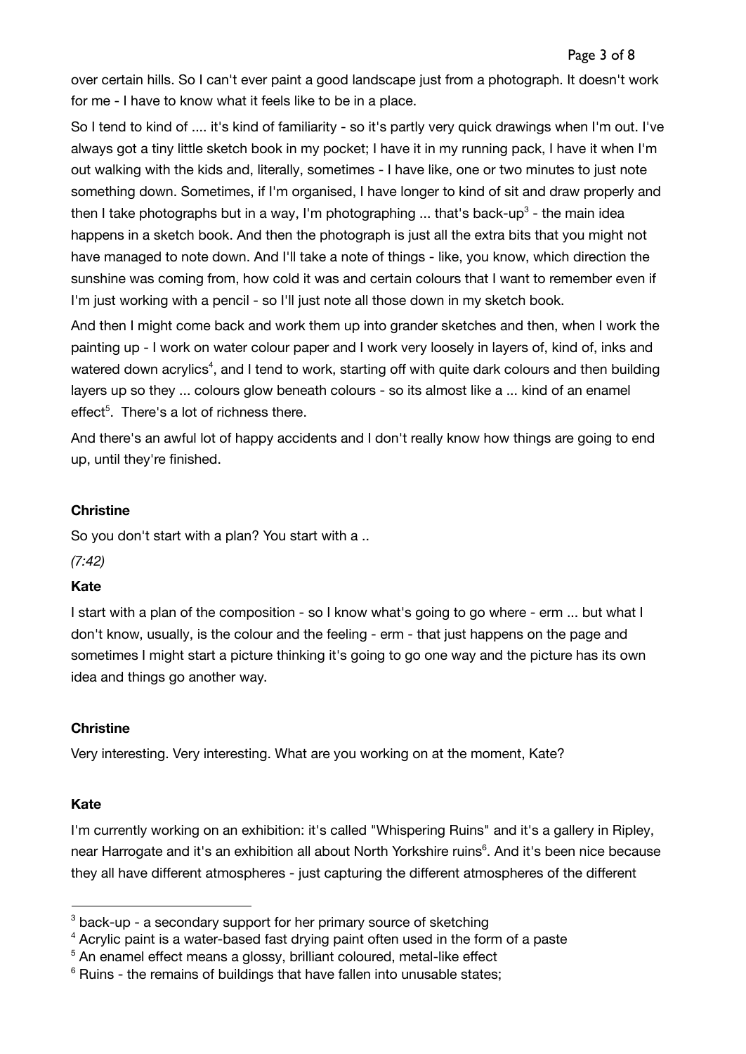over certain hills. So I can't ever paint a good landscape just from a photograph. It doesn't work for me - I have to know what it feels like to be in a place.

So I tend to kind of .... it's kind of familiarity - so it's partly very quick drawings when I'm out. I've always got a tiny little sketch book in my pocket; I have it in my running pack, I have it when I'm out walking with the kids and, literally, sometimes - I have like, one or two minutes to just note something down. Sometimes, if I'm organised, I have longer to kind of sit and draw properly and then I take photographs but in a way, I'm photographing ... that's back-up[3] - the main idea happens in a sketch book. And then the photograph is just all the extra bits that you might not have managed to note down. And I'll take a note of things - like, you know, which direction the sunshine was coming from, how cold it was and certain colours that I want to remember even if I'm just working with a pencil - so I'll just note all those down in my sketch book.

And then I might come back and work them up into grander sketches and then, when I work the painting up - I work on water colour paper and I work very loosely in layers of, kind of, inks and watered down acrylics[4], and I tend to work, starting off with quite dark colours and then building layers up so they ... colours glow beneath colours - so its almost like a ... kind of an enamel effect[5]. There's a lot of richness there.

And there's an awful lot of happy accidents and I don't really know how things are going to end up, until they're finished.

**Christine**

So you don't start with a plan? You start with a ..

*(7:42)*

**Kate**

I start with a plan of the composition - so I know what's going to go where - erm ... but what I don't know, usually, is the colour and the feeling - erm - that just happens on the page and sometimes I might start a picture thinking it's going to go one way and the picture has its own idea and things go another way.

**Christine**

Very interesting. Very interesting. What are you working on at the moment, Kate?

**Kate**

I'm currently working on an exhibition: it's called "Whispering Ruins" and it's a gallery in Ripley, near Harrogate and it's an exhibition all about North Yorkshire ruins[6]. And it's been nice because they all have different atmospheres - just capturing the different atmospheres of the different

---

[3] back-up - a secondary support for her primary source of sketching

[4] Acrylic paint is a water-based fast drying paint often used in the form of a paste

[5] An enamel effect means a glossy, brilliant coloured, metal-like effect

[6] Ruins - the remains of buildings that have fallen into unusable states;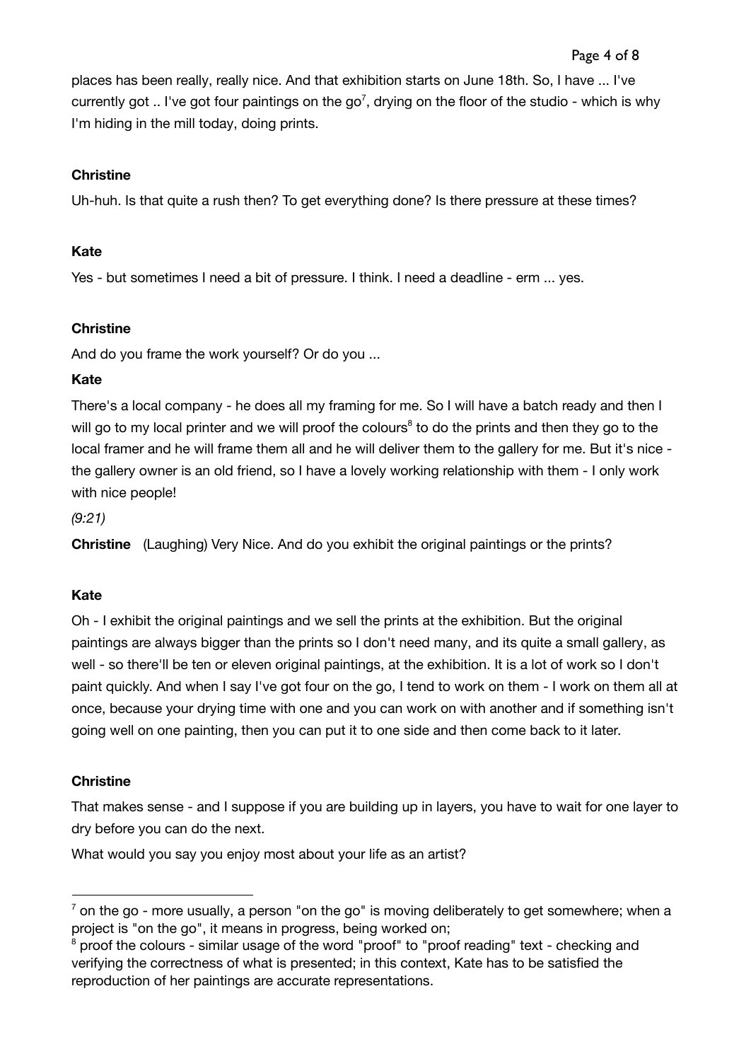places has been really, really nice. And that exhibition starts on June 18th. So, I have ... I've currently got .. I've got four paintings on the go[7], drying on the floor of the studio - which is why I'm hiding in the mill today, doing prints.

**Christine**

Uh-huh. Is that quite a rush then? To get everything done? Is there pressure at these times?

**Kate**

Yes - but sometimes I need a bit of pressure. I think. I need a deadline - erm ... yes.

**Christine**

And do you frame the work yourself? Or do you ...

**Kate**

There's a local company - he does all my framing for me. So I will have a batch ready and then I will go to my local printer and we will proof the colours[8] to do the prints and then they go to the local framer and he will frame them all and he will deliver them to the gallery for me. But it's nice - the gallery owner is an old friend, so I have a lovely working relationship with them - I only work with nice people!

*(9:21)*

**Christine** (Laughing) Very Nice. And do you exhibit the original paintings or the prints?

**Kate**

Oh - I exhibit the original paintings and we sell the prints at the exhibition. But the original paintings are always bigger than the prints so I don't need many, and its quite a small gallery, as well - so there'll be ten or eleven original paintings, at the exhibition. It is a lot of work so I don't paint quickly. And when I say I've got four on the go, I tend to work on them - I work on them all at once, because your drying time with one and you can work on with another and if something isn't going well on one painting, then you can put it to one side and then come back to it later.

**Christine**

That makes sense - and I suppose if you are building up in layers, you have to wait for one layer to dry before you can do the next.

What would you say you enjoy most about your life as an artist?

---

[7] on the go - more usually, a person "on the go" is moving deliberately to get somewhere; when a project is "on the go", it means in progress, being worked on;

[8] proof the colours - similar usage of the word "proof" to "proof reading" text - checking and verifying the correctness of what is presented; in this context, Kate has to be satisfied the reproduction of her paintings are accurate representations.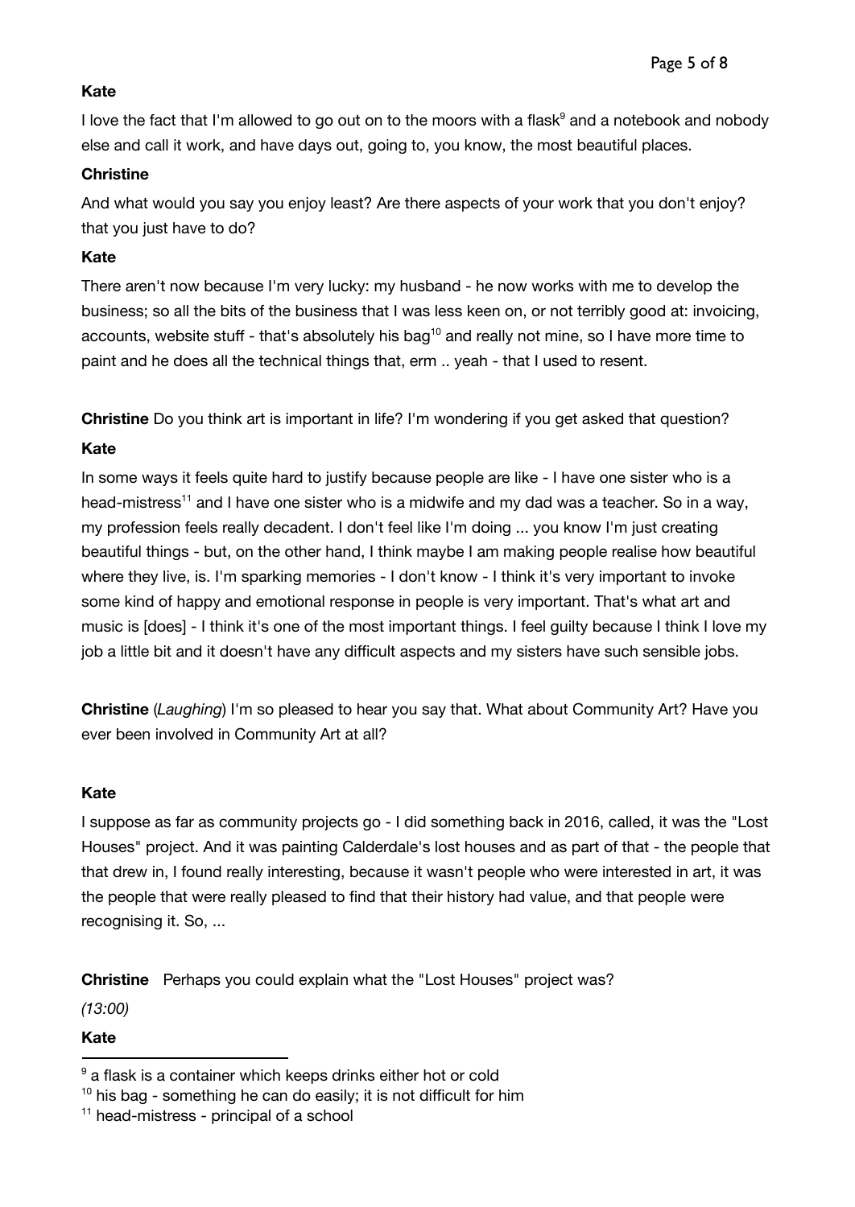**Kate**

I love the fact that I'm allowed to go out on to the moors with a flask[9] and a notebook and nobody else and call it work, and have days out, going to, you know, the most beautiful places.

**Christine**

And what would you say you enjoy least? Are there aspects of your work that you don't enjoy? that you just have to do?

**Kate**

There aren't now because I'm very lucky: my husband - he now works with me to develop the business; so all the bits of the business that I was less keen on, or not terribly good at: invoicing, accounts, website stuff - that's absolutely his bag[10] and really not mine, so I have more time to paint and he does all the technical things that, erm .. yeah - that I used to resent.

**Christine** Do you think art is important in life? I'm wondering if you get asked that question?

**Kate**

In some ways it feels quite hard to justify because people are like - I have one sister who is a head-mistress[11] and I have one sister who is a midwife and my dad was a teacher. So in a way, my profession feels really decadent. I don't feel like I'm doing ... you know I'm just creating beautiful things - but, on the other hand, I think maybe I am making people realise how beautiful where they live, is. I'm sparking memories - I don't know - I think it's very important to invoke some kind of happy and emotional response in people is very important. That's what art and music is [does] - I think it's one of the most important things. I feel guilty because I think I love my job a little bit and it doesn't have any difficult aspects and my sisters have such sensible jobs.

**Christine** (*Laughing*) I'm so pleased to hear you say that. What about Community Art? Have you ever been involved in Community Art at all?

**Kate**

I suppose as far as community projects go - I did something back in 2016, called, it was the "Lost Houses" project. And it was painting Calderdale's lost houses and as part of that - the people that that drew in, I found really interesting, because it wasn't people who were interested in art, it was the people that were really pleased to find that their history had value, and that people were recognising it. So, ...

**Christine** Perhaps you could explain what the "Lost Houses" project was?

*(13:00)*

**Kate**

---

[9] a flask is a container which keeps drinks either hot or cold

[10] his bag - something he can do easily; it is not difficult for him

[11] head-mistress - principal of a school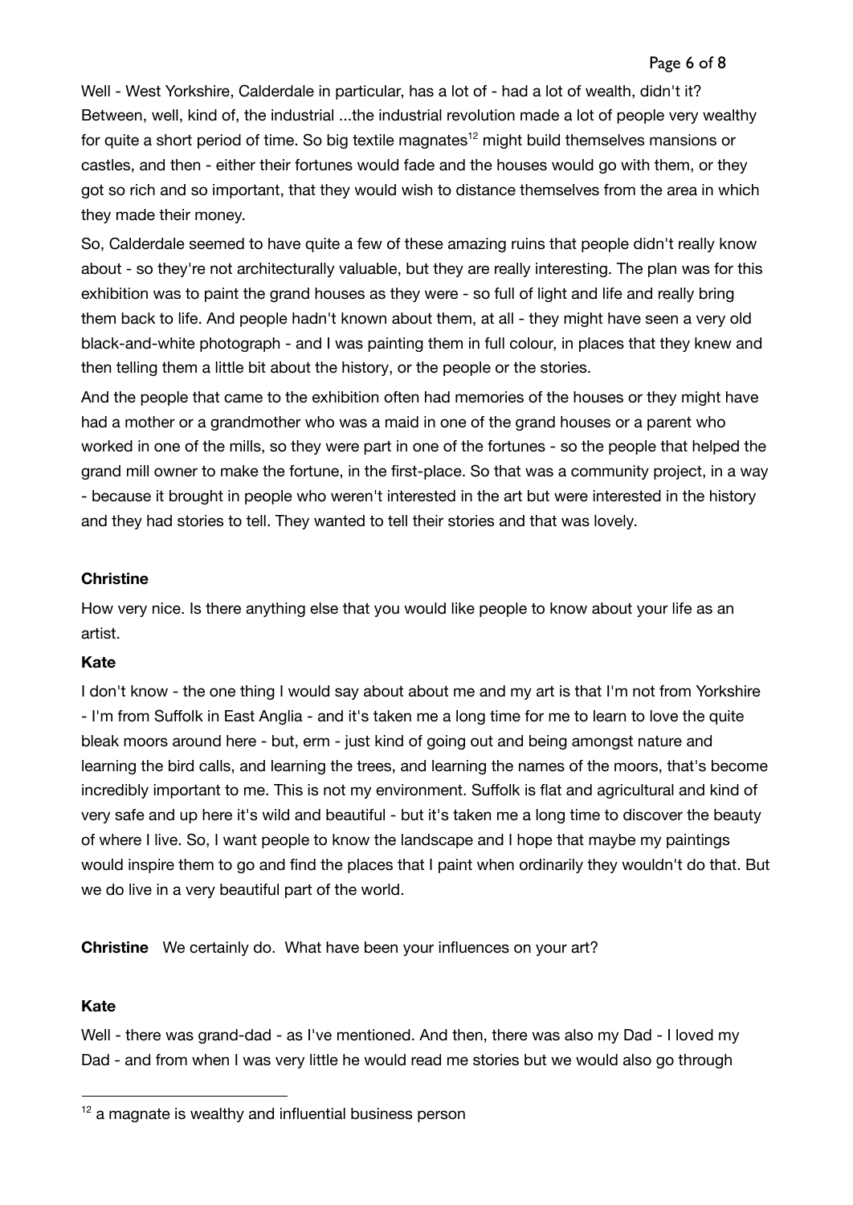Well - West Yorkshire, Calderdale in particular, has a lot of - had a lot of wealth, didn't it? Between, well, kind of, the industrial ...the industrial revolution made a lot of people very wealthy for quite a short period of time. So big textile magnates[12] might build themselves mansions or castles, and then - either their fortunes would fade and the houses would go with them, or they got so rich and so important, that they would wish to distance themselves from the area in which they made their money.

So, Calderdale seemed to have quite a few of these amazing ruins that people didn't really know about - so they're not architecturally valuable, but they are really interesting. The plan was for this exhibition was to paint the grand houses as they were - so full of light and life and really bring them back to life. And people hadn't known about them, at all - they might have seen a very old black-and-white photograph - and I was painting them in full colour, in places that they knew and then telling them a little bit about the history, or the people or the stories.

And the people that came to the exhibition often had memories of the houses or they might have had a mother or a grandmother who was a maid in one of the grand houses or a parent who worked in one of the mills, so they were part in one of the fortunes - so the people that helped the grand mill owner to make the fortune, in the first-place. So that was a community project, in a way - because it brought in people who weren't interested in the art but were interested in the history and they had stories to tell. They wanted to tell their stories and that was lovely.

**Christine**

How very nice. Is there anything else that you would like people to know about your life as an artist.

**Kate**

I don't know - the one thing I would say about about me and my art is that I'm not from Yorkshire - I'm from Suffolk in East Anglia - and it's taken me a long time for me to learn to love the quite bleak moors around here - but, erm - just kind of going out and being amongst nature and learning the bird calls, and learning the trees, and learning the names of the moors, that's become incredibly important to me. This is not my environment. Suffolk is flat and agricultural and kind of very safe and up here it's wild and beautiful - but it's taken me a long time to discover the beauty of where I live. So, I want people to know the landscape and I hope that maybe my paintings would inspire them to go and find the places that I paint when ordinarily they wouldn't do that. But we do live in a very beautiful part of the world.

**Christine** We certainly do. What have been your influences on your art?

**Kate**

Well - there was grand-dad - as I've mentioned. And then, there was also my Dad - I loved my Dad - and from when I was very little he would read me stories but we would also go through

[12] a magnate is wealthy and influential business person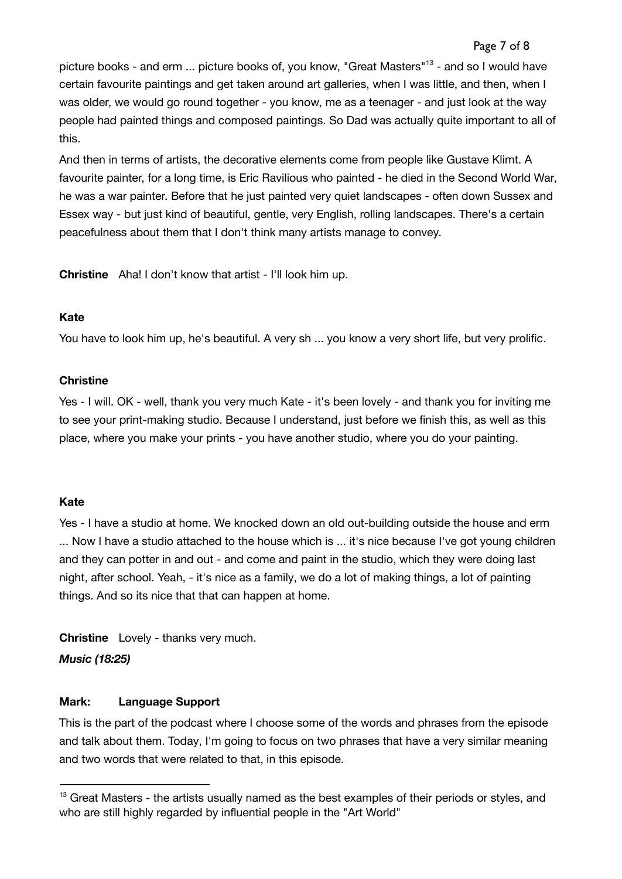picture books - and erm ... picture books of, you know, "Great Masters"[13] - and so I would have certain favourite paintings and get taken around art galleries, when I was little, and then, when I was older, we would go round together - you know, me as a teenager - and just look at the way people had painted things and composed paintings. So Dad was actually quite important to all of this.

And then in terms of artists, the decorative elements come from people like Gustave Klimt. A favourite painter, for a long time, is Eric Ravilious who painted - he died in the Second World War, he was a war painter. Before that he just painted very quiet landscapes - often down Sussex and Essex way - but just kind of beautiful, gentle, very English, rolling landscapes. There's a certain peacefulness about them that I don't think many artists manage to convey.

**Christine** Aha! I don't know that artist - I'll look him up.

**Kate**

You have to look him up, he's beautiful. A very sh ... you know a very short life, but very prolific.

**Christine**

Yes - I will. OK - well, thank you very much Kate - it's been lovely - and thank you for inviting me to see your print-making studio. Because I understand, just before we finish this, as well as this place, where you make your prints - you have another studio, where you do your painting.

**Kate**

Yes - I have a studio at home. We knocked down an old out-building outside the house and erm ... Now I have a studio attached to the house which is ... it's nice because I've got young children and they can potter in and out - and come and paint in the studio, which they were doing last night, after school. Yeah, - it's nice as a family, we do a lot of making things, a lot of painting things. And so its nice that that can happen at home.

**Christine** Lovely - thanks very much.

***Music (18:25)***

**Mark: Language Support**

This is the part of the podcast where I choose some of the words and phrases from the episode and talk about them. Today, I'm going to focus on two phrases that have a very similar meaning and two words that were related to that, in this episode.

---

[13] Great Masters - the artists usually named as the best examples of their periods or styles, and who are still highly regarded by influential people in the "Art World"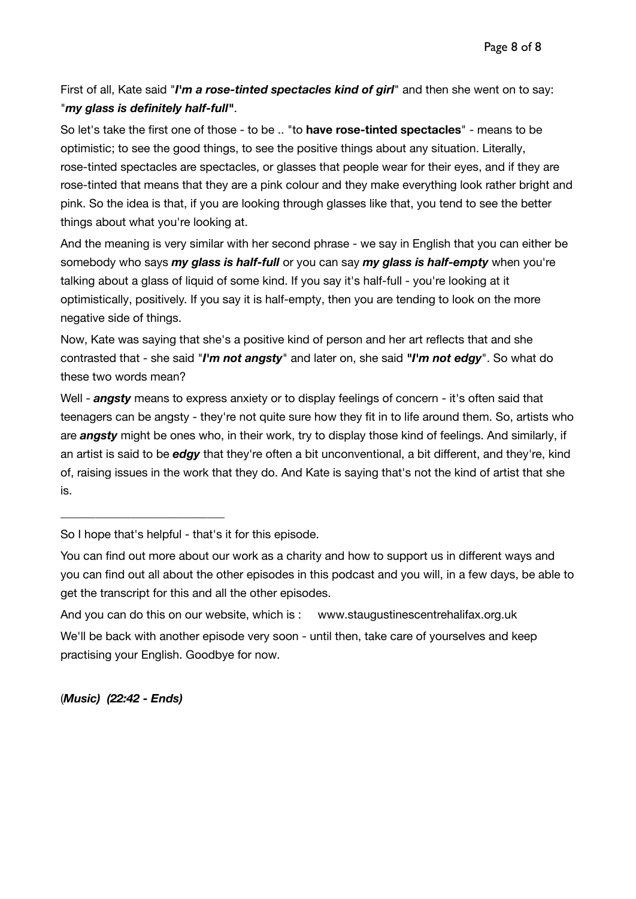First of all, Kate said "***I'm a rose-tinted spectacles kind of girl***" and then she went on to say: "***my glass is definitely half-full***".

So let's take the first one of those - to be .. "to **have rose-tinted spectacles**" - means to be optimistic; to see the good things, to see the positive things about any situation. Literally, rose-tinted spectacles are spectacles, or glasses that people wear for their eyes, and if they are rose-tinted that means that they are a pink colour and they make everything look rather bright and pink. So the idea is that, if you are looking through glasses like that, you tend to see the better things about what you're looking at.

And the meaning is very similar with her second phrase - we say in English that you can either be somebody who says ***my glass is half-full*** or you can say ***my glass is half-empty*** when you're talking about a glass of liquid of some kind. If you say it's half-full - you're looking at it optimistically, positively. If you say it is half-empty, then you are tending to look on the more negative side of things.

Now, Kate was saying that she's a positive kind of person and her art reflects that and she contrasted that - she said "***I'm not angsty***" and later on, she said "***I'm not edgy***". So what do these two words mean?

Well - ***angsty*** means to express anxiety or to display feelings of concern - it's often said that teenagers can be angsty - they're not quite sure how they fit in to life around them. So, artists who are ***angsty*** might be ones who, in their work, try to display those kind of feelings. And similarly, if an artist is said to be ***edgy*** that they're often a bit unconventional, a bit different, and they're, kind of, raising issues in the work that they do. And Kate is saying that's not the kind of artist that she is.

---

So I hope that's helpful - that's it for this episode.

You can find out more about our work as a charity and how to support us in different ways and you can find out all about the other episodes in this podcast and you will, in a few days, be able to get the transcript for this and all the other episodes.

And you can do this on our website, which is : www.staugustinescentrehalifax.org.uk

We'll be back with another episode very soon - until then, take care of yourselves and keep practising your English. Goodbye for now.

(***Music) (22:42 - Ends)***